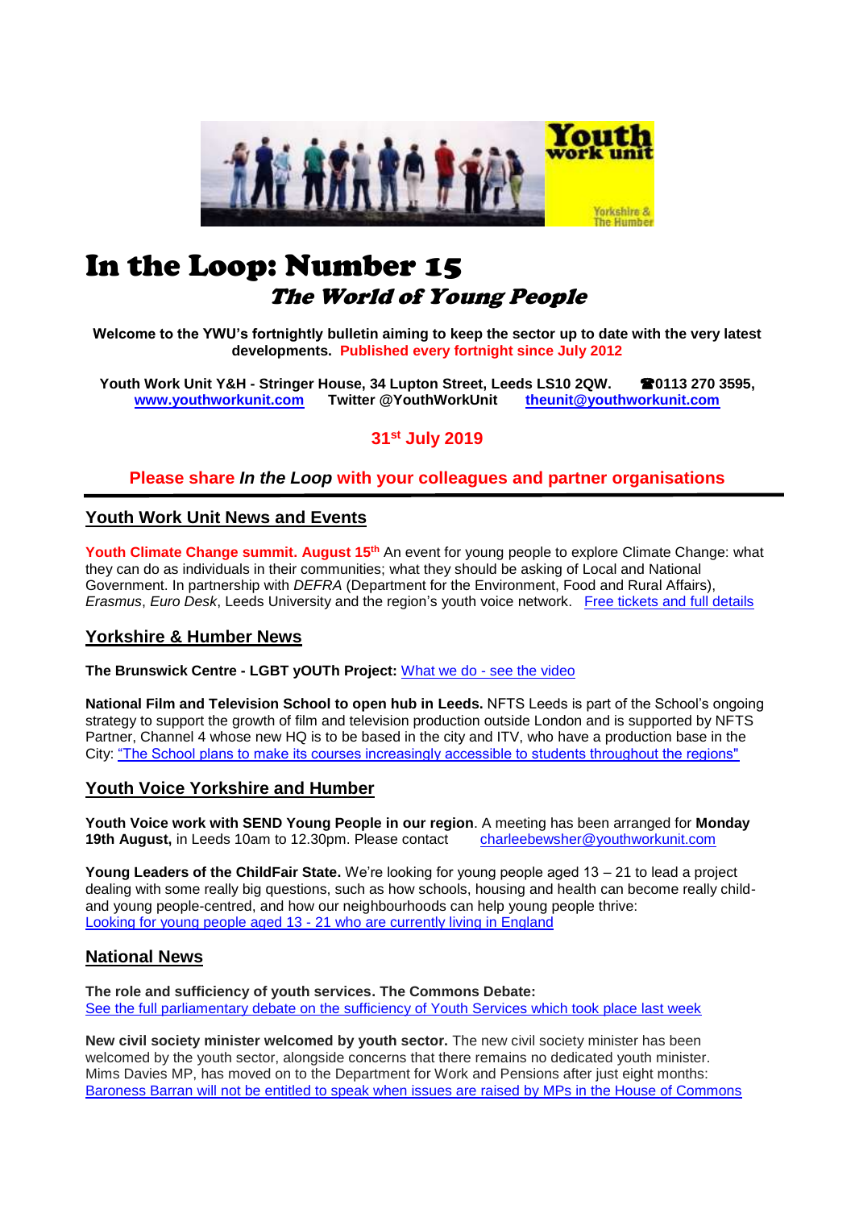# In the Loop: Number 15

## *The World of Young People*

**Welcome to the YWU's fortnightly bulletin aiming to keep the sector up to date with the very latest developments. Published every fortnight since July 2012**

**Youth Work Unit Y&H - Stringer House, 34 Lupton Street, Leeds LS10 2QW. ☎0113 270 3595, www.youthworkunit.com Twitter @YouthWorkUnit theunit@youthworkunit.com**

**31st July 2019**

**Please share *In the Loop* with your colleagues and partner organisations**

## Youth Work Unit News and Events

**Youth Climate Change summit. August 15th** An event for young people to explore Climate Change: what they can do as individuals in their communities; what they should be asking of Local and National Government. In partnership with *DEFRA* (Department for the Environment, Food and Rural Affairs), *Erasmus*, *Euro Desk*, Leeds University and the region's youth voice network. Free tickets and full details

## Yorkshire & Humber News

**The Brunswick Centre - LGBT yOUTh Project:** What we do - see the video

**National Film and Television School to open hub in Leeds.** NFTS Leeds is part of the School's ongoing strategy to support the growth of film and television production outside London and is supported by NFTS Partner, Channel 4 whose new HQ is to be based in the city and ITV, who have a production base in the City: "The School plans to make its courses increasingly accessible to students throughout the regions"

## Youth Voice Yorkshire and Humber

**Youth Voice work with SEND Young People in our region**. A meeting has been arranged for **Monday 19th August,** in Leeds 10am to 12.30pm. Please contact charleebewsher@youthworkunit.com

**Young Leaders of the ChildFair State.** We're looking for young people aged 13 – 21 to lead a project dealing with some really big questions, such as how schools, housing and health can become really child- and young people-centred, and how our neighbourhoods can help young people thrive: Looking for young people aged 13 - 21 who are currently living in England

## National News

**The role and sufficiency of youth services. The Commons Debate:**
See the full parliamentary debate on the sufficiency of Youth Services which took place last week

**New civil society minister welcomed by youth sector.** The new civil society minister has been welcomed by the youth sector, alongside concerns that there remains no dedicated youth minister. Mims Davies MP, has moved on to the Department for Work and Pensions after just eight months: Baroness Barran will not be entitled to speak when issues are raised by MPs in the House of Commons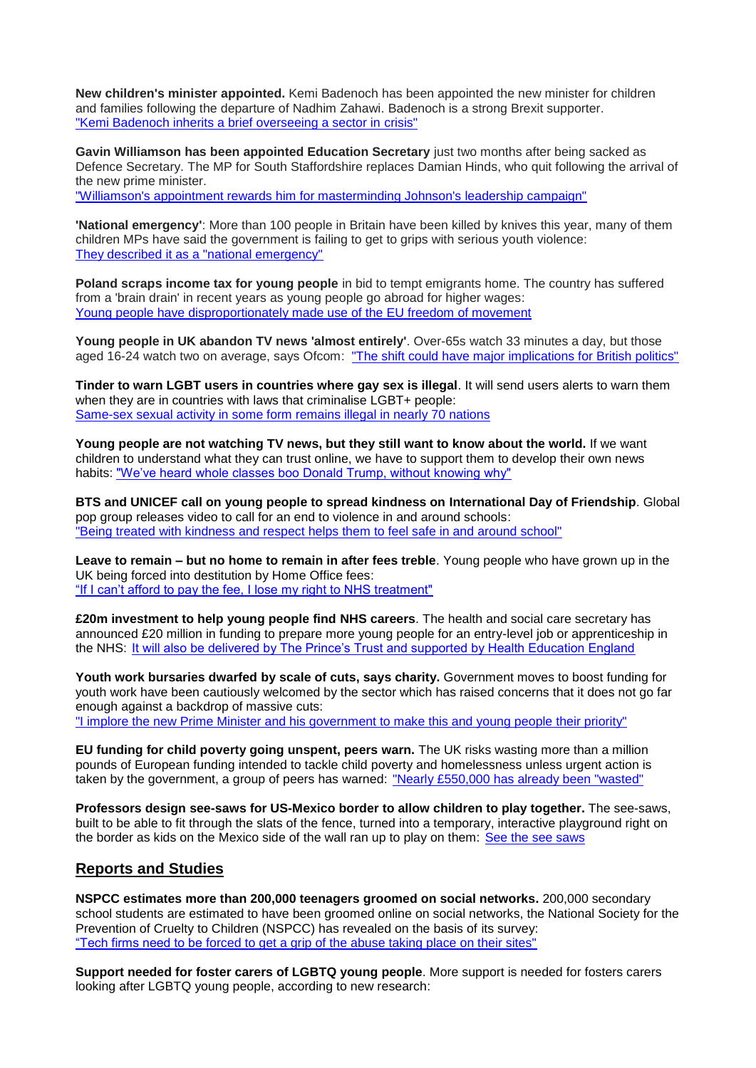**New children's minister appointed.** Kemi Badenoch has been appointed the new minister for children and families following the departure of Nadhim Zahawi. Badenoch is a strong Brexit supporter. "Kemi Badenoch inherits a brief overseeing a sector in crisis"

**Gavin Williamson has been appointed Education Secretary** just two months after being sacked as Defence Secretary. The MP for South Staffordshire replaces Damian Hinds, who quit following the arrival of the new prime minister.
"Williamson's appointment rewards him for masterminding Johnson's leadership campaign"

**'National emergency'**: More than 100 people in Britain have been killed by knives this year, many of them children MPs have said the government is failing to get to grips with serious youth violence:
They described it as a "national emergency"

**Poland scraps income tax for young people** in bid to tempt emigrants home. The country has suffered from a 'brain drain' in recent years as young people go abroad for higher wages:
Young people have disproportionately made use of the EU freedom of movement

**Young people in UK abandon TV news 'almost entirely'**. Over-65s watch 33 minutes a day, but those aged 16-24 watch two on average, says Ofcom: "The shift could have major implications for British politics"

**Tinder to warn LGBT users in countries where gay sex is illegal**. It will send users alerts to warn them when they are in countries with laws that criminalise LGBT+ people:
Same-sex sexual activity in some form remains illegal in nearly 70 nations

**Young people are not watching TV news, but they still want to know about the world.** If we want children to understand what they can trust online, we have to support them to develop their own news habits: "We've heard whole classes boo Donald Trump, without knowing why"

**BTS and UNICEF call on young people to spread kindness on International Day of Friendship**. Global pop group releases video to call for an end to violence in and around schools:
"Being treated with kindness and respect helps them to feel safe in and around school"

**Leave to remain – but no home to remain in after fees treble**. Young people who have grown up in the UK being forced into destitution by Home Office fees:
"If I can't afford to pay the fee, I lose my right to NHS treatment"

**£20m investment to help young people find NHS careers**. The health and social care secretary has announced £20 million in funding to prepare more young people for an entry-level job or apprenticeship in the NHS: It will also be delivered by The Prince's Trust and supported by Health Education England

**Youth work bursaries dwarfed by scale of cuts, says charity.** Government moves to boost funding for youth work have been cautiously welcomed by the sector which has raised concerns that it does not go far enough against a backdrop of massive cuts:
"I implore the new Prime Minister and his government to make this and young people their priority"

**EU funding for child poverty going unspent, peers warn.** The UK risks wasting more than a million pounds of European funding intended to tackle child poverty and homelessness unless urgent action is taken by the government, a group of peers has warned: "Nearly £550,000 has already been "wasted"

**Professors design see-saws for US-Mexico border to allow children to play together.** The see-saws, built to be able to fit through the slats of the fence, turned into a temporary, interactive playground right on the border as kids on the Mexico side of the wall ran up to play on them: See the see saws

## Reports and Studies

**NSPCC estimates more than 200,000 teenagers groomed on social networks.** 200,000 secondary school students are estimated to have been groomed online on social networks, the National Society for the Prevention of Cruelty to Children (NSPCC) has revealed on the basis of its survey:
"Tech firms need to be forced to get a grip of the abuse taking place on their sites"

**Support needed for foster carers of LGBTQ young people**. More support is needed for fosters carers looking after LGBTQ young people, according to new research: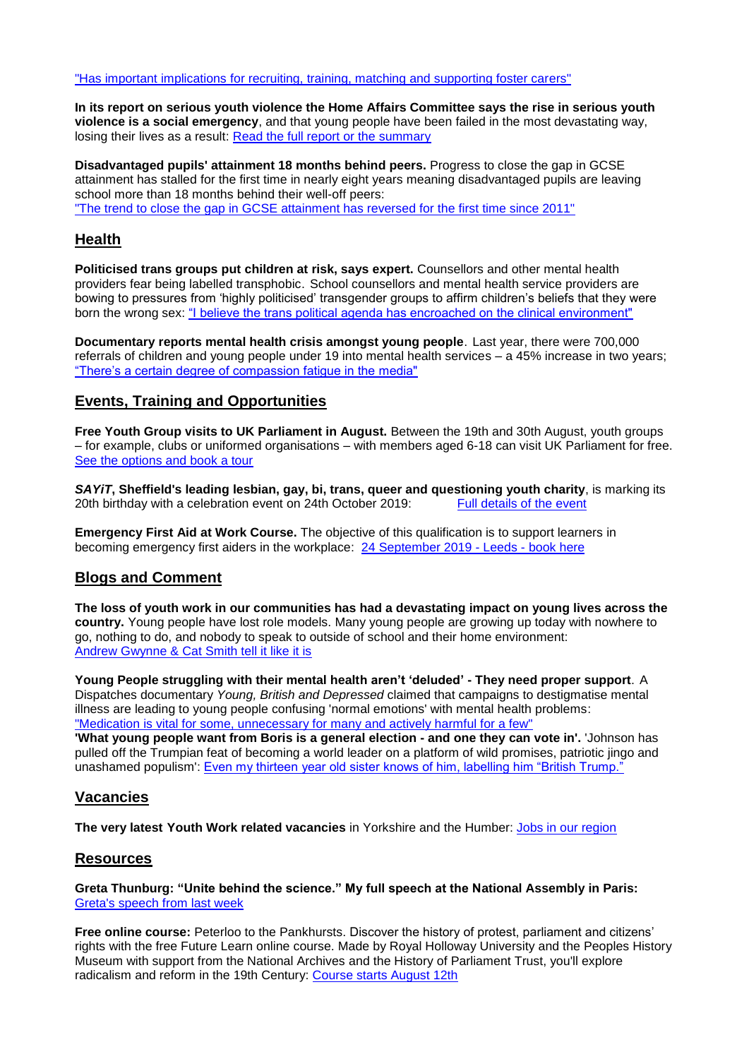["Has important implications for recruiting, training, matching and supporting foster carers"](#)

**In its report on serious youth violence the Home Affairs Committee says the rise in serious youth violence is a social emergency**, and that young people have been failed in the most devastating way, losing their lives as a result: [Read the full report or the summary](#)

**Disadvantaged pupils' attainment 18 months behind peers.** Progress to close the gap in GCSE attainment has stalled for the first time in nearly eight years meaning disadvantaged pupils are leaving school more than 18 months behind their well-off peers:
["The trend to close the gap in GCSE attainment has reversed for the first time since 2011"](#)

## Health

**Politicised trans groups put children at risk, says expert.** Counsellors and other mental health providers fear being labelled transphobic. School counsellors and mental health service providers are bowing to pressures from 'highly politicised' transgender groups to affirm children's beliefs that they were born the wrong sex: ["I believe the trans political agenda has encroached on the clinical environment"](#)

**Documentary reports mental health crisis amongst young people**. Last year, there were 700,000 referrals of children and young people under 19 into mental health services – a 45% increase in two years; ["There's a certain degree of compassion fatigue in the media"](#)

## Events, Training and Opportunities

**Free Youth Group visits to UK Parliament in August.** Between the 19th and 30th August, youth groups – for example, clubs or uniformed organisations – with members aged 6-18 can visit UK Parliament for free. [See the options and book a tour](#)

***SAYiT*, Sheffield's leading lesbian, gay, bi, trans, queer and questioning youth charity**, is marking its 20th birthday with a celebration event on 24th October 2019: [Full details of the event](#)

**Emergency First Aid at Work Course.** The objective of this qualification is to support learners in becoming emergency first aiders in the workplace: [24 September 2019 - Leeds - book here](#)

## Blogs and Comment

**The loss of youth work in our communities has had a devastating impact on young lives across the country.** Young people have lost role models. Many young people are growing up today with nowhere to go, nothing to do, and nobody to speak to outside of school and their home environment:
[Andrew Gwynne & Cat Smith tell it like it is](#)

**Young People struggling with their mental health aren't 'deluded' - They need proper support**. A Dispatches documentary *Young, British and Depressed* claimed that campaigns to destigmatise mental illness are leading to young people confusing 'normal emotions' with mental health problems:
["Medication is vital for some, unnecessary for many and actively harmful for a few"](#)
**'What young people want from Boris is a general election - and one they can vote in'.** 'Johnson has pulled off the Trumpian feat of becoming a world leader on a platform of wild promises, patriotic jingo and unashamed populism': [Even my thirteen year old sister knows of him, labelling him "British Trump."](#)

## Vacancies

**The very latest Youth Work related vacancies** in Yorkshire and the Humber: [Jobs in our region](#)

## Resources

**Greta Thunburg: "Unite behind the science." My full speech at the National Assembly in Paris:**
[Greta's speech from last week](#)

**Free online course:** Peterloo to the Pankhursts. Discover the history of protest, parliament and citizens' rights with the free Future Learn online course. Made by Royal Holloway University and the Peoples History Museum with support from the National Archives and the History of Parliament Trust, you'll explore radicalism and reform in the 19th Century: [Course starts August 12th](#)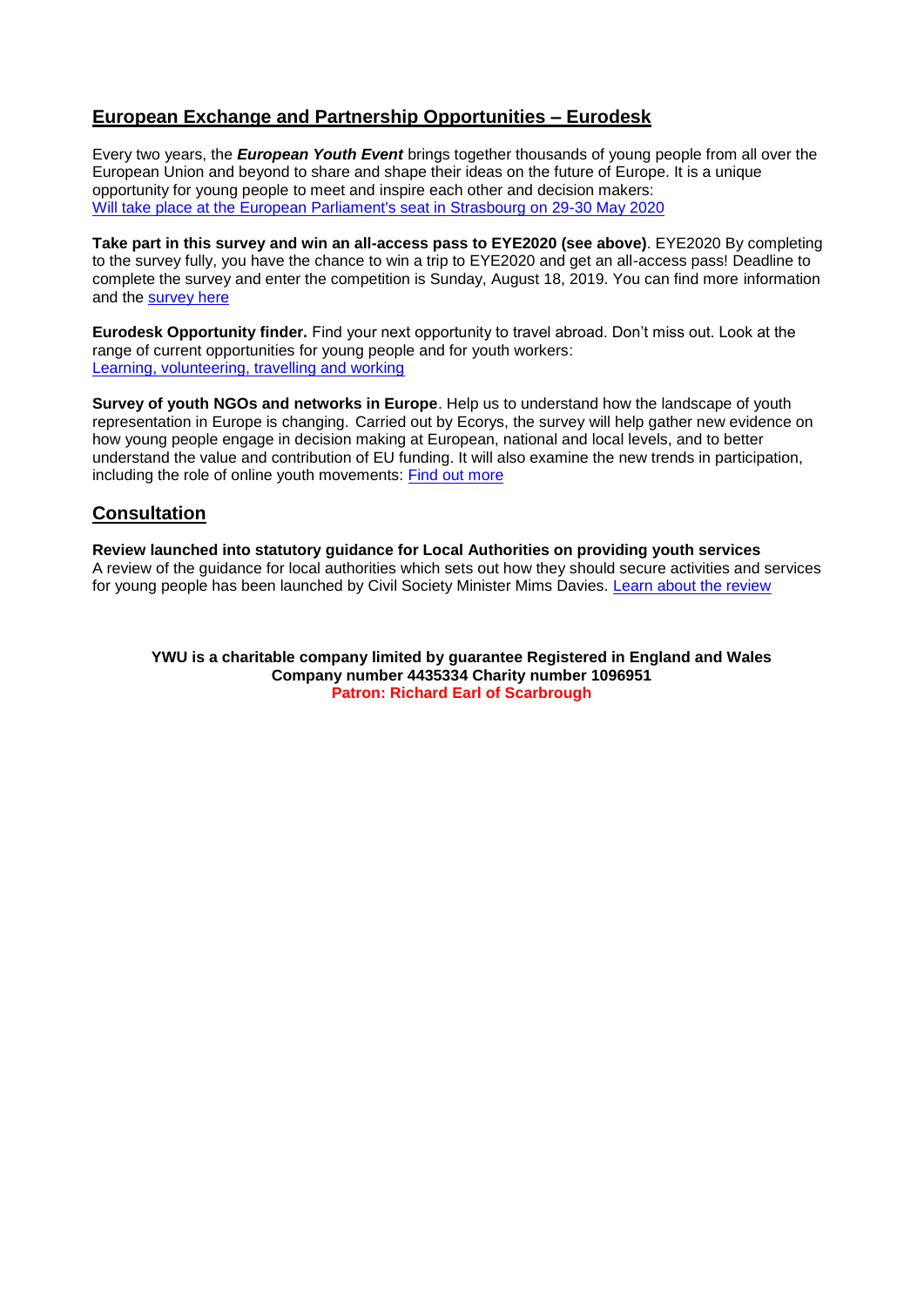## European Exchange and Partnership Opportunities – Eurodesk

Every two years, the ***European Youth Event*** brings together thousands of young people from all over the European Union and beyond to share and shape their ideas on the future of Europe. It is a unique opportunity for young people to meet and inspire each other and decision makers:
Will take place at the European Parliament's seat in Strasbourg on 29-30 May 2020

**Take part in this survey and win an all-access pass to EYE2020 (see above)**. EYE2020 By completing to the survey fully, you have the chance to win a trip to EYE2020 and get an all-access pass! Deadline to complete the survey and enter the competition is Sunday, August 18, 2019. You can find more information and the survey here

**Eurodesk Opportunity finder.** Find your next opportunity to travel abroad. Don't miss out. Look at the range of current opportunities for young people and for youth workers:
Learning, volunteering, travelling and working

**Survey of youth NGOs and networks in Europe**. Help us to understand how the landscape of youth representation in Europe is changing. Carried out by Ecorys, the survey will help gather new evidence on how young people engage in decision making at European, national and local levels, and to better understand the value and contribution of EU funding. It will also examine the new trends in participation, including the role of online youth movements: Find out more

## Consultation

**Review launched into statutory guidance for Local Authorities on providing youth services**
A review of the guidance for local authorities which sets out how they should secure activities and services for young people has been launched by Civil Society Minister Mims Davies. Learn about the review

**YWU is a charitable company limited by guarantee Registered in England and Wales**
**Company number 4435334 Charity number 1096951**
**Patron: Richard Earl of Scarbrough**